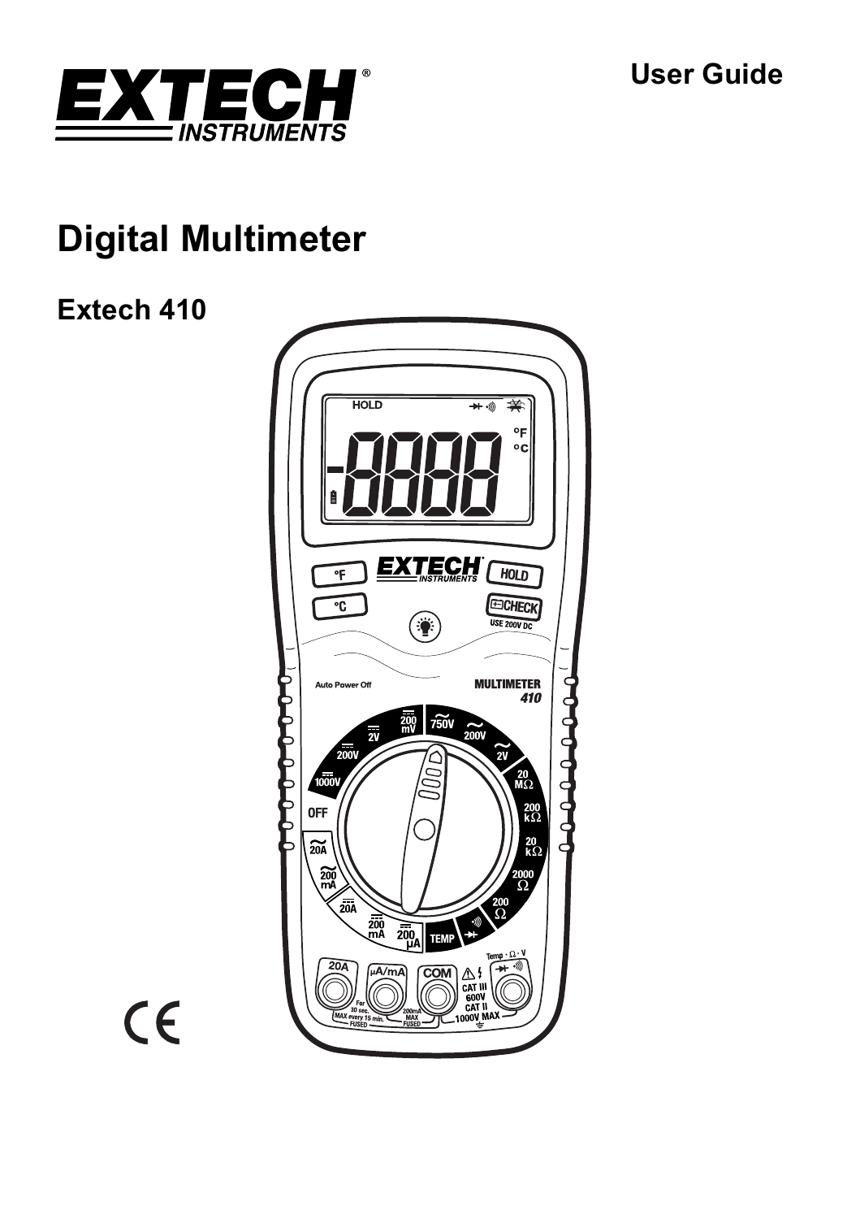# User Guide

# Digital Multimeter

## Extech 410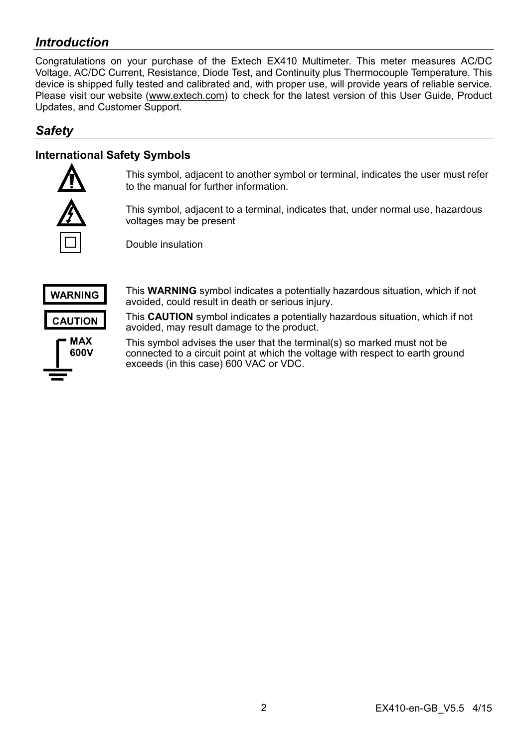## *Introduction*

Congratulations on your purchase of the Extech EX410 Multimeter. This meter measures AC/DC Voltage, AC/DC Current, Resistance, Diode Test, and Continuity plus Thermocouple Temperature. This device is shipped fully tested and calibrated and, with proper use, will provide years of reliable service. Please visit our website (www.extech.com) to check for the latest version of this User Guide, Product Updates, and Customer Support.

## *Safety*

### International Safety Symbols

This symbol, adjacent to another symbol or terminal, indicates the user must refer to the manual for further information.

This symbol, adjacent to a terminal, indicates that, under normal use, hazardous voltages may be present

Double insulation

**WARNING** This **WARNING** symbol indicates a potentially hazardous situation, which if not avoided, could result in death or serious injury.

**CAUTION** This **CAUTION** symbol indicates a potentially hazardous situation, which if not avoided, may result damage to the product.

**MAX 600V** This symbol advises the user that the terminal(s) so marked must not be connected to a circuit point at which the voltage with respect to earth ground exceeds (in this case) 600 VAC or VDC.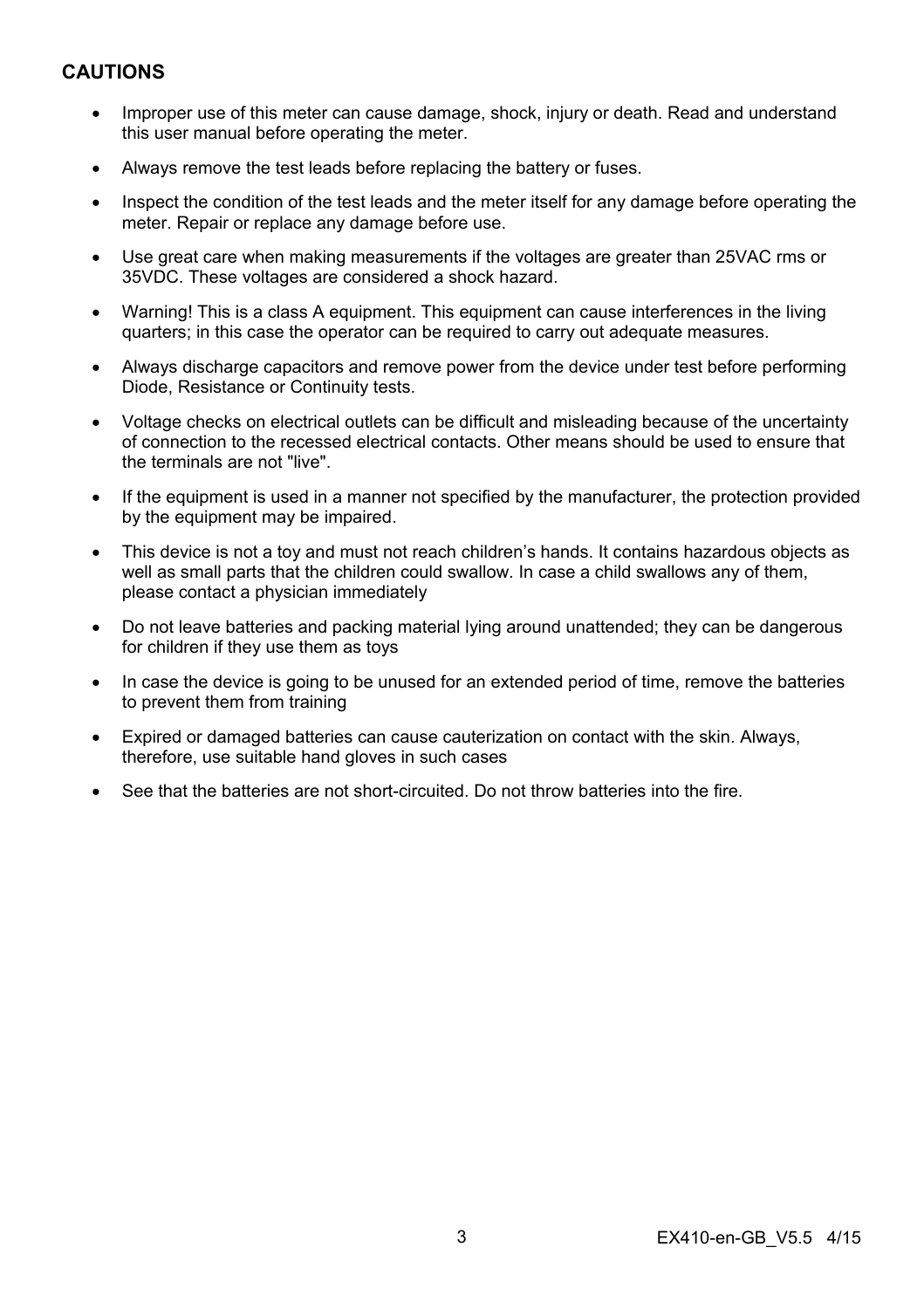## CAUTIONS

- Improper use of this meter can cause damage, shock, injury or death. Read and understand this user manual before operating the meter.
- Always remove the test leads before replacing the battery or fuses.
- Inspect the condition of the test leads and the meter itself for any damage before operating the meter. Repair or replace any damage before use.
- Use great care when making measurements if the voltages are greater than 25VAC rms or 35VDC. These voltages are considered a shock hazard.
- Warning! This is a class A equipment. This equipment can cause interferences in the living quarters; in this case the operator can be required to carry out adequate measures.
- Always discharge capacitors and remove power from the device under test before performing Diode, Resistance or Continuity tests.
- Voltage checks on electrical outlets can be difficult and misleading because of the uncertainty of connection to the recessed electrical contacts. Other means should be used to ensure that the terminals are not "live".
- If the equipment is used in a manner not specified by the manufacturer, the protection provided by the equipment may be impaired.
- This device is not a toy and must not reach children's hands. It contains hazardous objects as well as small parts that the children could swallow. In case a child swallows any of them, please contact a physician immediately
- Do not leave batteries and packing material lying around unattended; they can be dangerous for children if they use them as toys
- In case the device is going to be unused for an extended period of time, remove the batteries to prevent them from training
- Expired or damaged batteries can cause cauterization on contact with the skin. Always, therefore, use suitable hand gloves in such cases
- See that the batteries are not short-circuited. Do not throw batteries into the fire.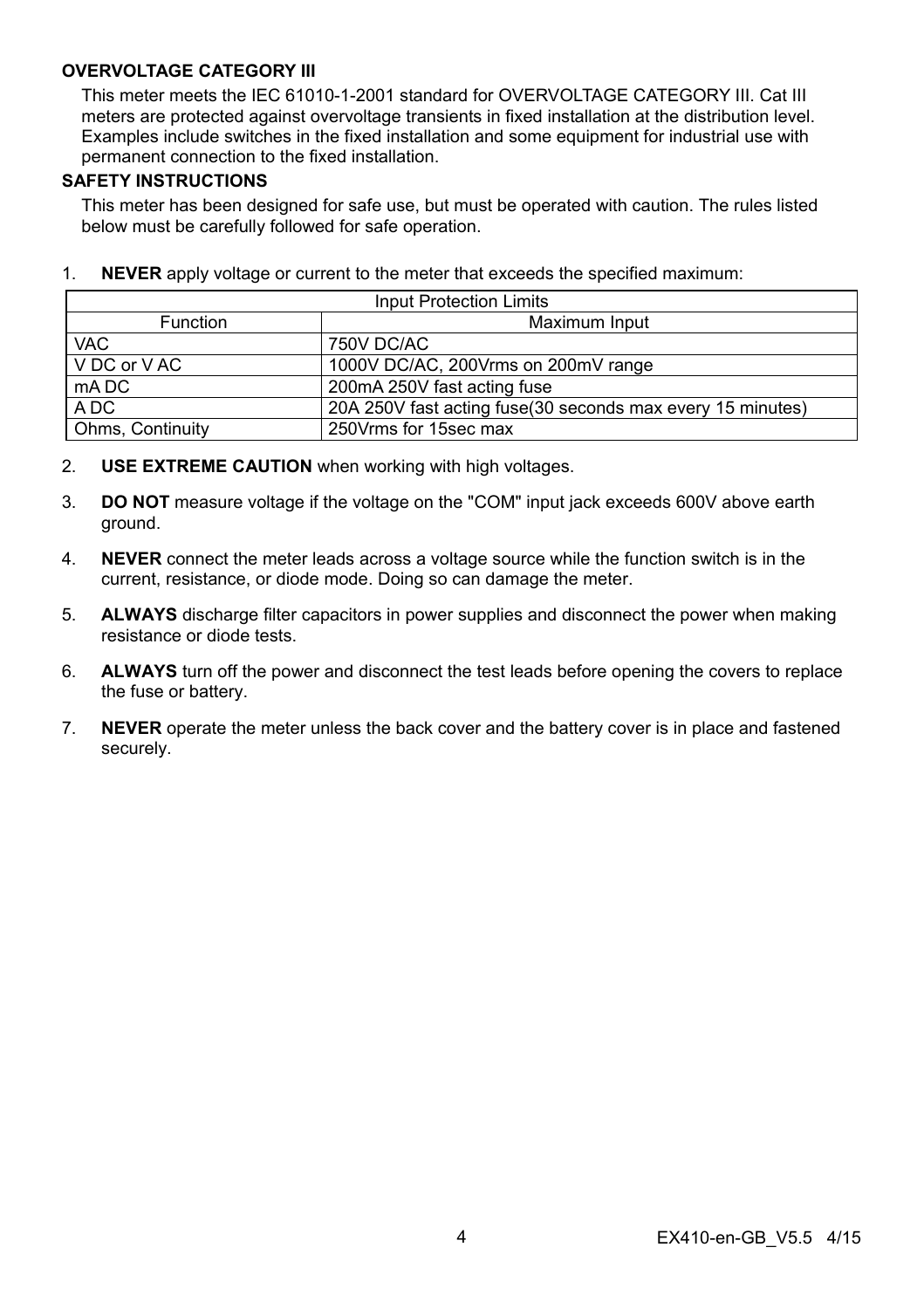### OVERVOLTAGE CATEGORY III

This meter meets the IEC 61010-1-2001 standard for OVERVOLTAGE CATEGORY III. Cat III meters are protected against overvoltage transients in fixed installation at the distribution level. Examples include switches in the fixed installation and some equipment for industrial use with permanent connection to the fixed installation.

### SAFETY INSTRUCTIONS

This meter has been designed for safe use, but must be operated with caution. The rules listed below must be carefully followed for safe operation.

1. **NEVER** apply voltage or current to the meter that exceeds the specified maximum:

| Input Protection Limits | |
|---|---|
| Function | Maximum Input |
| VAC | 750V DC/AC |
| V DC or V AC | 1000V DC/AC, 200Vrms on 200mV range |
| mA DC | 200mA 250V fast acting fuse |
| A DC | 20A 250V fast acting fuse(30 seconds max every 15 minutes) |
| Ohms, Continuity | 250Vrms for 15sec max |

2. **USE EXTREME CAUTION** when working with high voltages.
3. **DO NOT** measure voltage if the voltage on the "COM" input jack exceeds 600V above earth ground.
4. **NEVER** connect the meter leads across a voltage source while the function switch is in the current, resistance, or diode mode. Doing so can damage the meter.
5. **ALWAYS** discharge filter capacitors in power supplies and disconnect the power when making resistance or diode tests.
6. **ALWAYS** turn off the power and disconnect the test leads before opening the covers to replace the fuse or battery.
7. **NEVER** operate the meter unless the back cover and the battery cover is in place and fastened securely.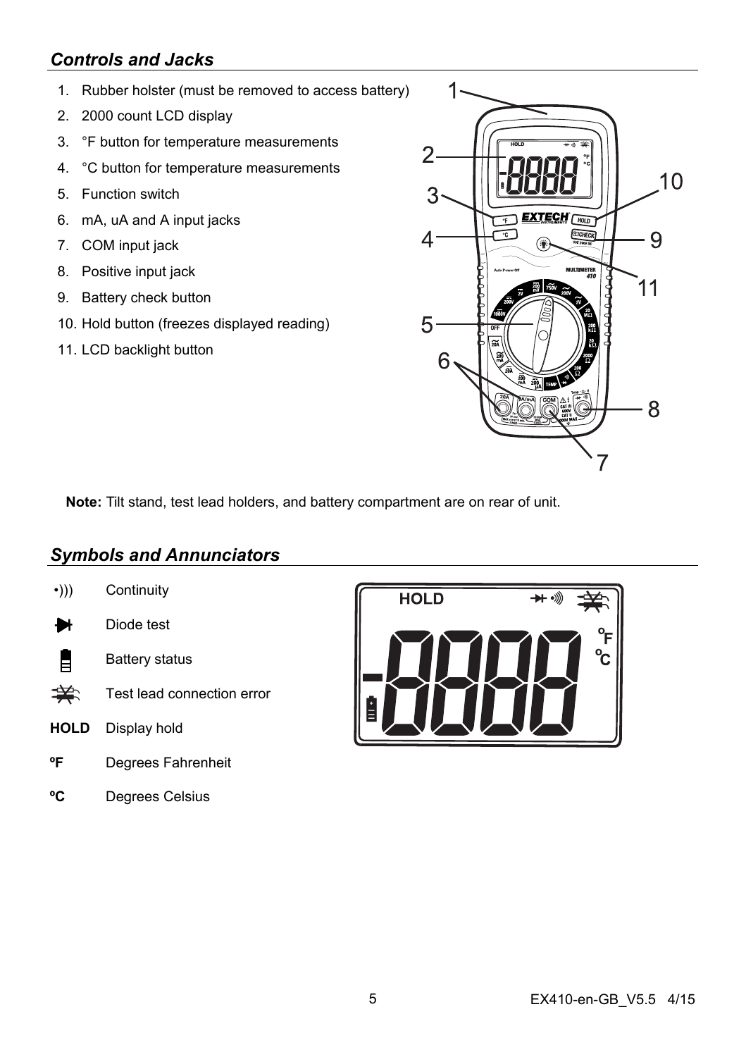## *Controls and Jacks*

1. Rubber holster (must be removed to access battery)
2. 2000 count LCD display
3. °F button for temperature measurements
4. °C button for temperature measurements
5. Function switch
6. mA, uA and A input jacks
7. COM input jack
8. Positive input jack
9. Battery check button
10. Hold button (freezes displayed reading)
11. LCD backlight button

**Note:** Tilt stand, test lead holders, and battery compartment are on rear of unit.

## *Symbols and Annunciators*

| | |
|---|---|
| •))) | Continuity |
| ▶\| | Diode test |
| (battery symbol) | Battery status |
| (test lead symbol) | Test lead connection error |
| **HOLD** | Display hold |
| **ºF** | Degrees Fahrenheit |
| **ºC** | Degrees Celsius |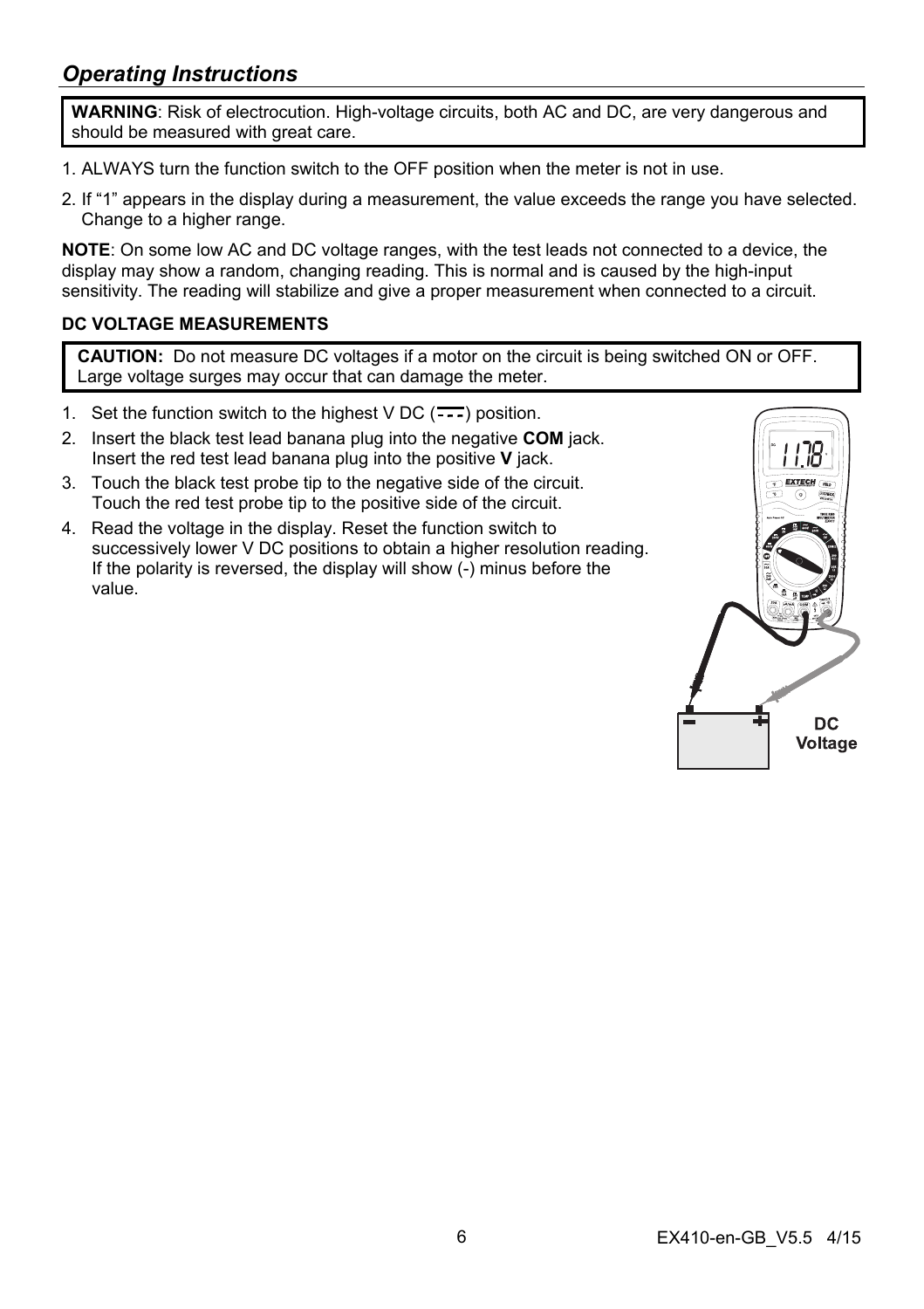## *Operating Instructions*

**WARNING**: Risk of electrocution. High-voltage circuits, both AC and DC, are very dangerous and should be measured with great care.

1. ALWAYS turn the function switch to the OFF position when the meter is not in use.
2. If “1” appears in the display during a measurement, the value exceeds the range you have selected. Change to a higher range.

**NOTE**: On some low AC and DC voltage ranges, with the test leads not connected to a device, the display may show a random, changing reading. This is normal and is caused by the high-input sensitivity. The reading will stabilize and give a proper measurement when connected to a circuit.

### DC VOLTAGE MEASUREMENTS

**CAUTION:** Do not measure DC voltages if a motor on the circuit is being switched ON or OFF. Large voltage surges may occur that can damage the meter.

1. Set the function switch to the highest V DC (⎓) position.
2. Insert the black test lead banana plug into the negative **COM** jack. Insert the red test lead banana plug into the positive **V** jack.
3. Touch the black test probe tip to the negative side of the circuit. Touch the red test probe tip to the positive side of the circuit.
4. Read the voltage in the display. Reset the function switch to successively lower V DC positions to obtain a higher resolution reading. If the polarity is reversed, the display will show (-) minus before the value.

DC Voltage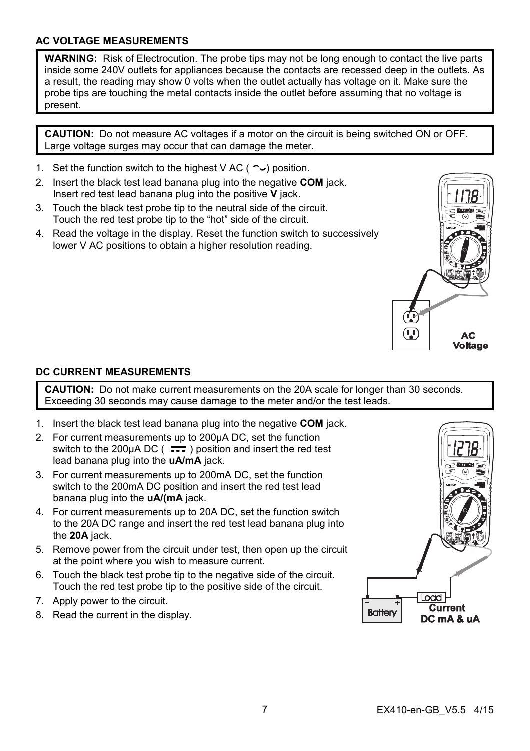### AC VOLTAGE MEASUREMENTS

**WARNING:** Risk of Electrocution. The probe tips may not be long enough to contact the live parts inside some 240V outlets for appliances because the contacts are recessed deep in the outlets. As a result, the reading may show 0 volts when the outlet actually has voltage on it. Make sure the probe tips are touching the metal contacts inside the outlet before assuming that no voltage is present.

**CAUTION:** Do not measure AC voltages if a motor on the circuit is being switched ON or OFF. Large voltage surges may occur that can damage the meter.

1. Set the function switch to the highest V AC ( ~ ) position.
2. Insert the black test lead banana plug into the negative **COM** jack. Insert red test lead banana plug into the positive **V** jack.
3. Touch the black test probe tip to the neutral side of the circuit. Touch the red test probe tip to the "hot" side of the circuit.
4. Read the voltage in the display. Reset the function switch to successively lower V AC positions to obtain a higher resolution reading.

**AC Voltage**

### DC CURRENT MEASUREMENTS

**CAUTION:** Do not make current measurements on the 20A scale for longer than 30 seconds. Exceeding 30 seconds may cause damage to the meter and/or the test leads.

1. Insert the black test lead banana plug into the negative **COM** jack.
2. For current measurements up to 200µA DC, set the function switch to the 200µA DC ( ⎓ ) position and insert the red test lead banana plug into the **uA/mA** jack.
3. For current measurements up to 200mA DC, set the function switch to the 200mA DC position and insert the red test lead banana plug into the **uA/(mA** jack.
4. For current measurements up to 20A DC, set the function switch to the 20A DC range and insert the red test lead banana plug into the **20A** jack.
5. Remove power from the circuit under test, then open up the circuit at the point where you wish to measure current.
6. Touch the black test probe tip to the negative side of the circuit. Touch the red test probe tip to the positive side of the circuit.
7. Apply power to the circuit.
8. Read the current in the display.

**Current DC mA & uA**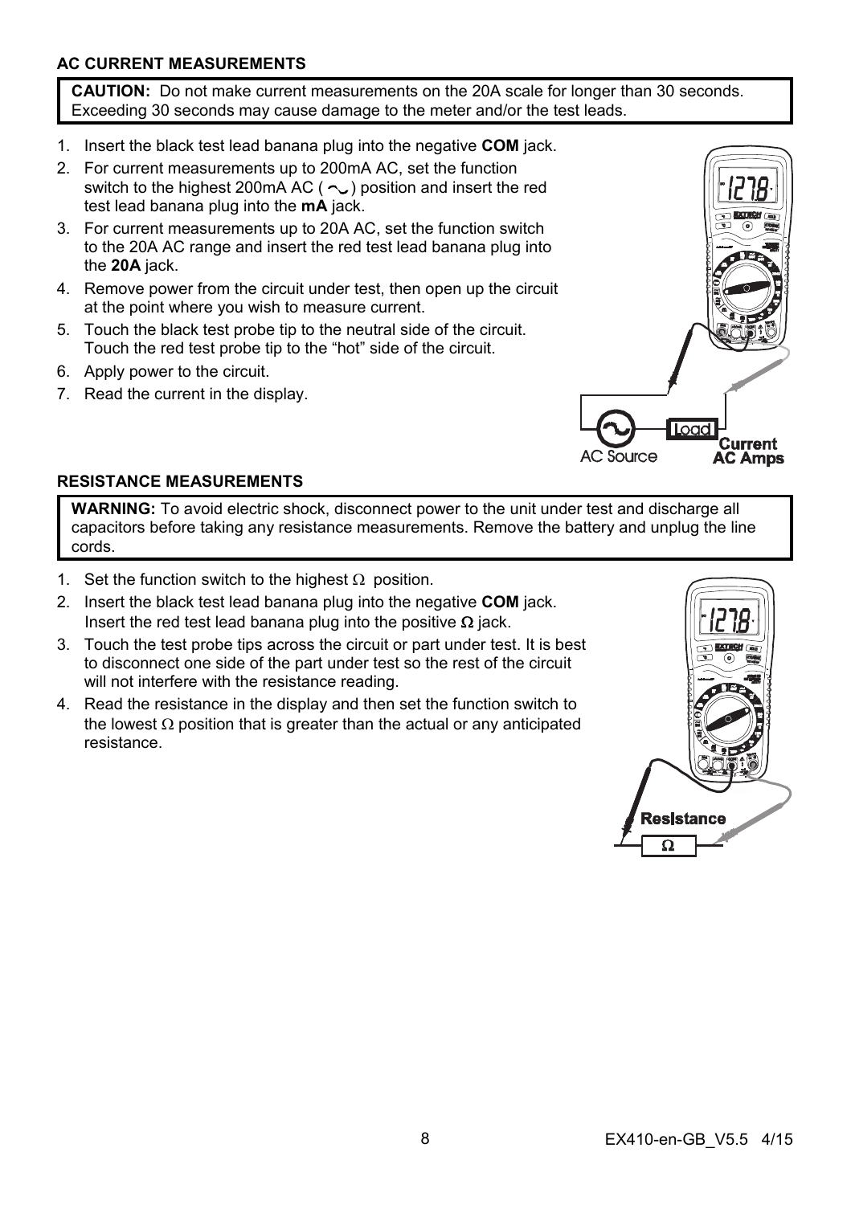### AC CURRENT MEASUREMENTS

**CAUTION:** Do not make current measurements on the 20A scale for longer than 30 seconds. Exceeding 30 seconds may cause damage to the meter and/or the test leads.

1. Insert the black test lead banana plug into the negative **COM** jack.
2. For current measurements up to 200mA AC, set the function switch to the highest 200mA AC ( ~ ) position and insert the red test lead banana plug into the **mA** jack.
3. For current measurements up to 20A AC, set the function switch to the 20A AC range and insert the red test lead banana plug into the **20A** jack.
4. Remove power from the circuit under test, then open up the circuit at the point where you wish to measure current.
5. Touch the black test probe tip to the neutral side of the circuit. Touch the red test probe tip to the "hot" side of the circuit.
6. Apply power to the circuit.
7. Read the current in the display.

### RESISTANCE MEASUREMENTS

**WARNING:** To avoid electric shock, disconnect power to the unit under test and discharge all capacitors before taking any resistance measurements. Remove the battery and unplug the line cords.

1. Set the function switch to the highest Ω position.
2. Insert the black test lead banana plug into the negative **COM** jack. Insert the red test lead banana plug into the positive **Ω** jack.
3. Touch the test probe tips across the circuit or part under test. It is best to disconnect one side of the part under test so the rest of the circuit will not interfere with the resistance reading.
4. Read the resistance in the display and then set the function switch to the lowest Ω position that is greater than the actual or any anticipated resistance.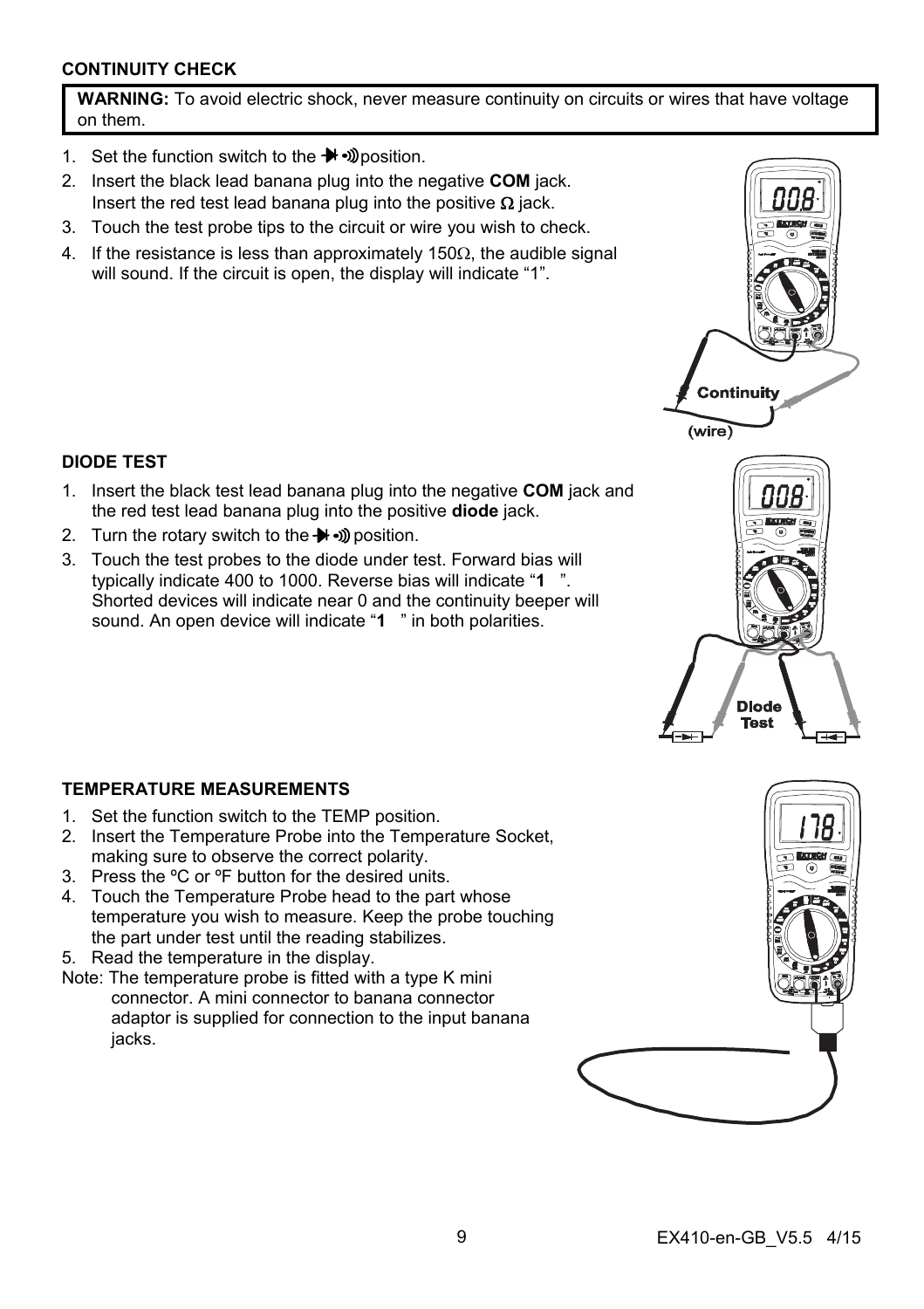## CONTINUITY CHECK

**WARNING:** To avoid electric shock, never measure continuity on circuits or wires that have voltage on them.

1. Set the function switch to the ⯈|•))) position.
2. Insert the black lead banana plug into the negative **COM** jack. Insert the red test lead banana plug into the positive Ω jack.
3. Touch the test probe tips to the circuit or wire you wish to check.
4. If the resistance is less than approximately 150Ω, the audible signal will sound. If the circuit is open, the display will indicate "1".

## DIODE TEST

1. Insert the black test lead banana plug into the negative **COM** jack and the red test lead banana plug into the positive **diode** jack.
2. Turn the rotary switch to the ⯈|•))) position.
3. Touch the test probes to the diode under test. Forward bias will typically indicate 400 to 1000. Reverse bias will indicate "**1** ". Shorted devices will indicate near 0 and the continuity beeper will sound. An open device will indicate "**1** " in both polarities.

## TEMPERATURE MEASUREMENTS

1. Set the function switch to the TEMP position.
2. Insert the Temperature Probe into the Temperature Socket, making sure to observe the correct polarity.
3. Press the ºC or ºF button for the desired units.
4. Touch the Temperature Probe head to the part whose temperature you wish to measure. Keep the probe touching the part under test until the reading stabilizes.
5. Read the temperature in the display.

Note: The temperature probe is fitted with a type K mini connector. A mini connector to banana connector adaptor is supplied for connection to the input banana jacks.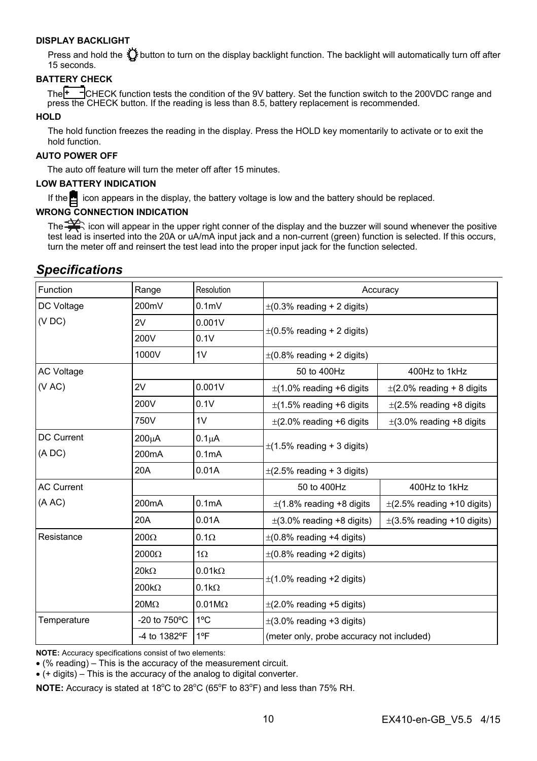**DISPLAY BACKLIGHT**

Press and hold the button to turn on the display backlight function. The backlight will automatically turn off after 15 seconds.

**BATTERY CHECK**

The CHECK function tests the condition of the 9V battery. Set the function switch to the 200VDC range and press the CHECK button. If the reading is less than 8.5, battery replacement is recommended.

**HOLD**

The hold function freezes the reading in the display. Press the HOLD key momentarily to activate or to exit the hold function.

**AUTO POWER OFF**

The auto off feature will turn the meter off after 15 minutes.

**LOW BATTERY INDICATION**

If the icon appears in the display, the battery voltage is low and the battery should be replaced.

**WRONG CONNECTION INDICATION**

The icon will appear in the upper right conner of the display and the buzzer will sound whenever the positive test lead is inserted into the 20A or uA/mA input jack and a non-current (green) function is selected. If this occurs, turn the meter off and reinsert the test lead into the proper input jack for the function selected.

## *Specifications*

| Function | Range | Resolution | Accuracy | |
|---|---|---|---|---|
| DC Voltage (V DC) | 200mV | 0.1mV | ±(0.3% reading + 2 digits) | |
| | 2V | 0.001V | ±(0.5% reading + 2 digits) | |
| | 200V | 0.1V | | |
| | 1000V | 1V | ±(0.8% reading + 2 digits) | |
| AC Voltage (V AC) | | | 50 to 400Hz | 400Hz to 1kHz |
| | 2V | 0.001V | ±(1.0% reading +6 digits | ±(2.0% reading + 8 digits |
| | 200V | 0.1V | ±(1.5% reading +6 digits | ±(2.5% reading +8 digits |
| | 750V | 1V | ±(2.0% reading +6 digits | ±(3.0% reading +8 digits |
| DC Current (A DC) | 200μA | 0.1μA | ±(1.5% reading + 3 digits) | |
| | 200mA | 0.1mA | | |
| | 20A | 0.01A | ±(2.5% reading + 3 digits) | |
| AC Current (A AC) | | | 50 to 400Hz | 400Hz to 1kHz |
| | 200mA | 0.1mA | ±(1.8% reading +8 digits | ±(2.5% reading +10 digits) |
| | 20A | 0.01A | ±(3.0% reading +8 digits) | ±(3.5% reading +10 digits) |
| Resistance | 200Ω | 0.1Ω | ±(0.8% reading +4 digits) | |
| | 2000Ω | 1Ω | ±(0.8% reading +2 digits) | |
| | 20kΩ | 0.01kΩ | ±(1.0% reading +2 digits) | |
| | 200kΩ | 0.1kΩ | | |
| | 20MΩ | 0.01MΩ | ±(2.0% reading +5 digits) | |
| Temperature | -20 to 750ºC | 1ºC | ±(3.0% reading +3 digits) | |
| | -4 to 1382ºF | 1ºF | (meter only, probe accuracy not included) | |

**NOTE:** Accuracy specifications consist of two elements:

- (% reading) – This is the accuracy of the measurement circuit.
- (+ digits) – This is the accuracy of the analog to digital converter.

**NOTE:** Accuracy is stated at 18°C to 28°C (65°F to 83°F) and less than 75% RH.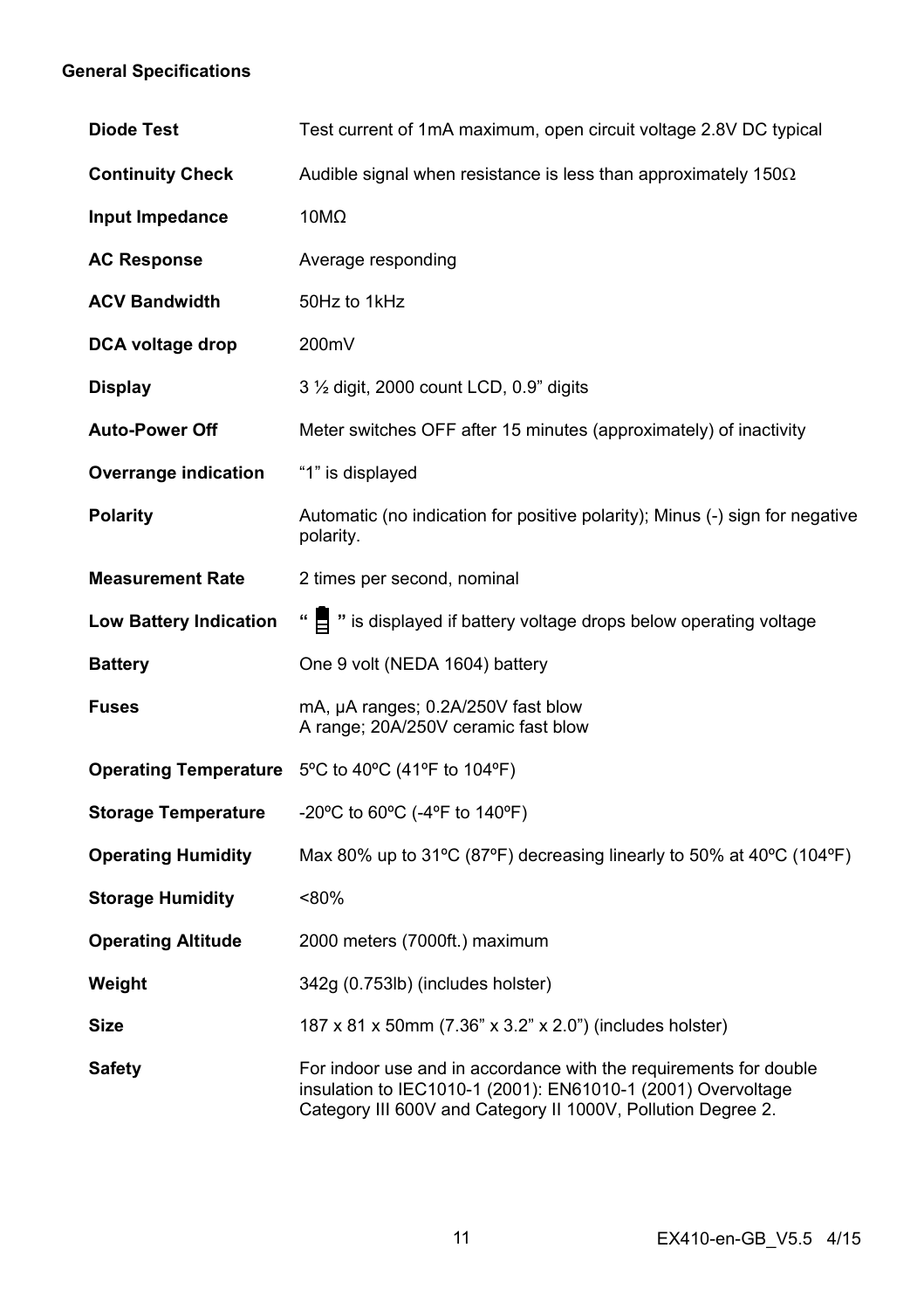## General Specifications

| | |
|---|---|
| **Diode Test** | Test current of 1mA maximum, open circuit voltage 2.8V DC typical |
| **Continuity Check** | Audible signal when resistance is less than approximately 150Ω |
| **Input Impedance** | 10MΩ |
| **AC Response** | Average responding |
| **ACV Bandwidth** | 50Hz to 1kHz |
| **DCA voltage drop** | 200mV |
| **Display** | 3 ½ digit, 2000 count LCD, 0.9” digits |
| **Auto-Power Off** | Meter switches OFF after 15 minutes (approximately) of inactivity |
| **Overrange indication** | “1” is displayed |
| **Polarity** | Automatic (no indication for positive polarity); Minus (-) sign for negative polarity. |
| **Measurement Rate** | 2 times per second, nominal |
| **Low Battery Indication** | “ 🔋 ” is displayed if battery voltage drops below operating voltage |
| **Battery** | One 9 volt (NEDA 1604) battery |
| **Fuses** | mA, µA ranges; 0.2A/250V fast blow<br>A range; 20A/250V ceramic fast blow |
| **Operating Temperature** | 5ºC to 40ºC (41ºF to 104ºF) |
| **Storage Temperature** | -20ºC to 60ºC (-4ºF to 140ºF) |
| **Operating Humidity** | Max 80% up to 31ºC (87ºF) decreasing linearly to 50% at 40ºC (104ºF) |
| **Storage Humidity** | <80% |
| **Operating Altitude** | 2000 meters (7000ft.) maximum |
| **Weight** | 342g (0.753lb) (includes holster) |
| **Size** | 187 x 81 x 50mm (7.36” x 3.2” x 2.0”) (includes holster) |
| **Safety** | For indoor use and in accordance with the requirements for double insulation to IEC1010-1 (2001): EN61010-1 (2001) Overvoltage Category III 600V and Category II 1000V, Pollution Degree 2. |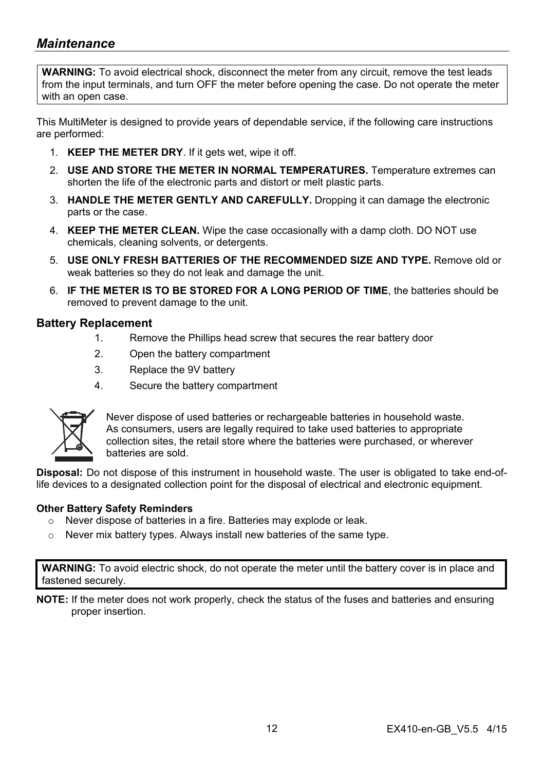## *Maintenance*

**WARNING:** To avoid electrical shock, disconnect the meter from any circuit, remove the test leads from the input terminals, and turn OFF the meter before opening the case. Do not operate the meter with an open case.

This MultiMeter is designed to provide years of dependable service, if the following care instructions are performed:

1. **KEEP THE METER DRY**. If it gets wet, wipe it off.
2. **USE AND STORE THE METER IN NORMAL TEMPERATURES.** Temperature extremes can shorten the life of the electronic parts and distort or melt plastic parts.
3. **HANDLE THE METER GENTLY AND CAREFULLY.** Dropping it can damage the electronic parts or the case.
4. **KEEP THE METER CLEAN.** Wipe the case occasionally with a damp cloth. DO NOT use chemicals, cleaning solvents, or detergents.
5. **USE ONLY FRESH BATTERIES OF THE RECOMMENDED SIZE AND TYPE.** Remove old or weak batteries so they do not leak and damage the unit.
6. **IF THE METER IS TO BE STORED FOR A LONG PERIOD OF TIME**, the batteries should be removed to prevent damage to the unit.

### Battery Replacement

1. Remove the Phillips head screw that secures the rear battery door
2. Open the battery compartment
3. Replace the 9V battery
4. Secure the battery compartment

Never dispose of used batteries or rechargeable batteries in household waste. As consumers, users are legally required to take used batteries to appropriate collection sites, the retail store where the batteries were purchased, or wherever batteries are sold.

**Disposal:** Do not dispose of this instrument in household waste. The user is obligated to take end-of-life devices to a designated collection point for the disposal of electrical and electronic equipment.

#### Other Battery Safety Reminders

- Never dispose of batteries in a fire. Batteries may explode or leak.
- Never mix battery types. Always install new batteries of the same type.

**WARNING:** To avoid electric shock, do not operate the meter until the battery cover is in place and fastened securely.

**NOTE:** If the meter does not work properly, check the status of the fuses and batteries and ensuring proper insertion.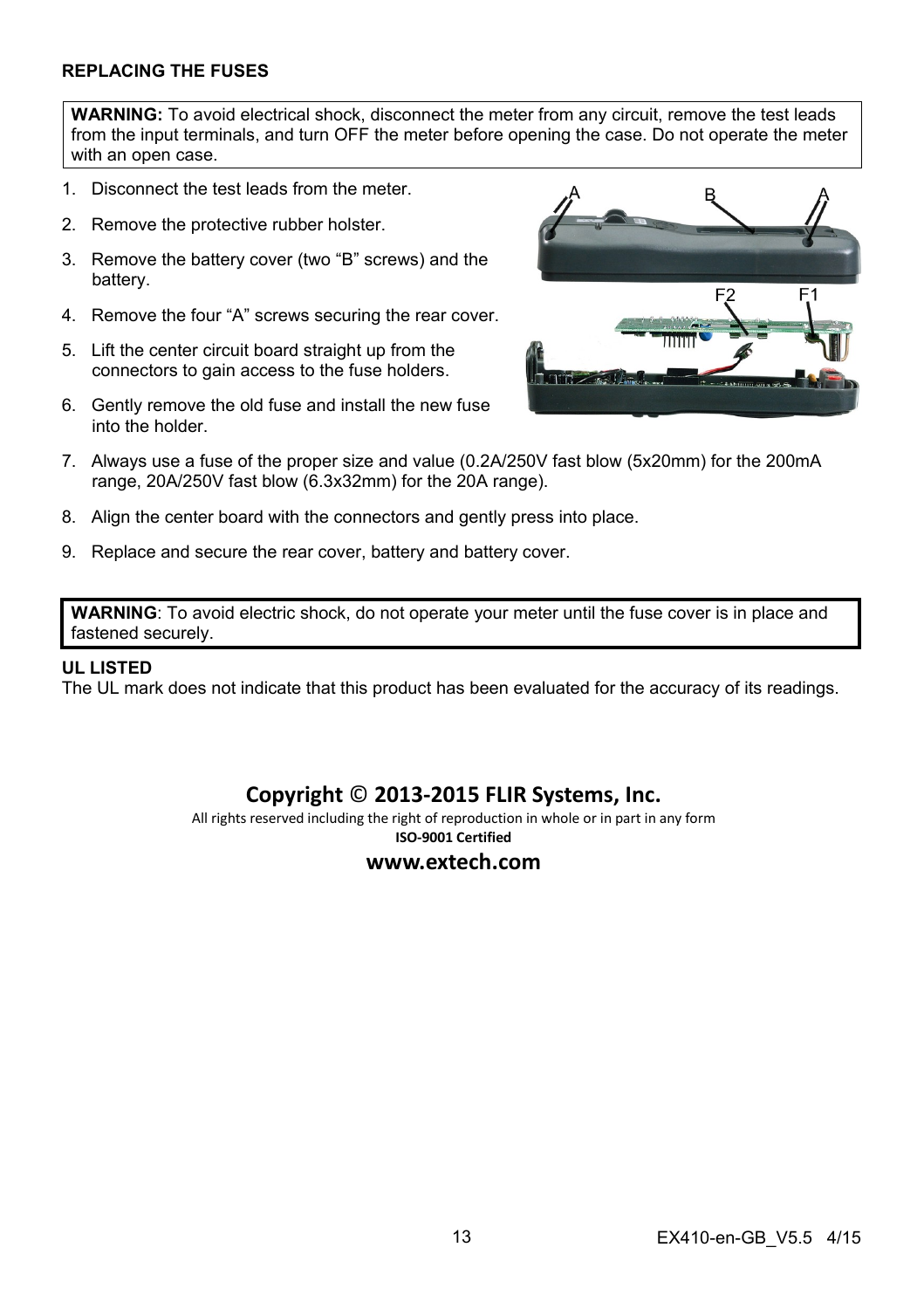### REPLACING THE FUSES

**WARNING:** To avoid electrical shock, disconnect the meter from any circuit, remove the test leads from the input terminals, and turn OFF the meter before opening the case. Do not operate the meter with an open case.

1. Disconnect the test leads from the meter.
2. Remove the protective rubber holster.
3. Remove the battery cover (two "B" screws) and the battery.
4. Remove the four "A" screws securing the rear cover.
5. Lift the center circuit board straight up from the connectors to gain access to the fuse holders.
6. Gently remove the old fuse and install the new fuse into the holder.
7. Always use a fuse of the proper size and value (0.2A/250V fast blow (5x20mm) for the 200mA range, 20A/250V fast blow (6.3x32mm) for the 20A range).
8. Align the center board with the connectors and gently press into place.
9. Replace and secure the rear cover, battery and battery cover.

A
B
A
F2
F1

**WARNING**: To avoid electric shock, do not operate your meter until the fuse cover is in place and fastened securely.

**UL LISTED**
The UL mark does not indicate that this product has been evaluated for the accuracy of its readings.

**Copyright © 2013-2015 FLIR Systems, Inc.**
All rights reserved including the right of reproduction in whole or in part in any form
**ISO-9001 Certified**
**www.extech.com**

EX410-en-GB_V5.5 4/15